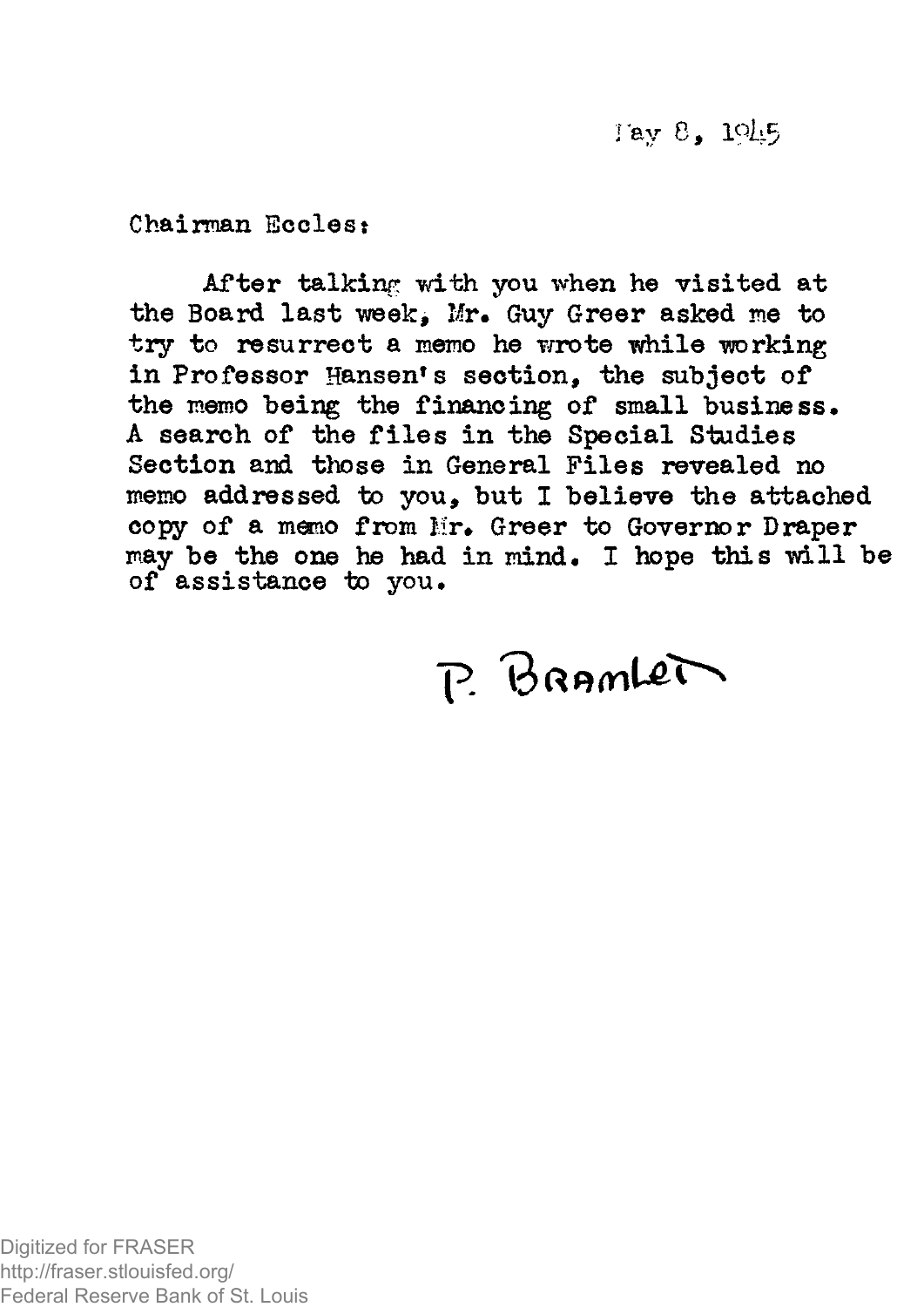May 8, 1945

Chairman Eccles:

After talking with you when he visited at the Board last week, Mr. Guy Greer asked me to try to resurrect a memo he wrote while working in Professor Hansen's section, the subject of the memo being the financing of small business. A search of the files in the Special Studies Section and those in General Files revealed no memo addressed to you, but I believe the attached copy of a memo from Mr. Greer to Governor Draper may be the one he had in mind. I hope this will be of assistance to you.

P. Bramlet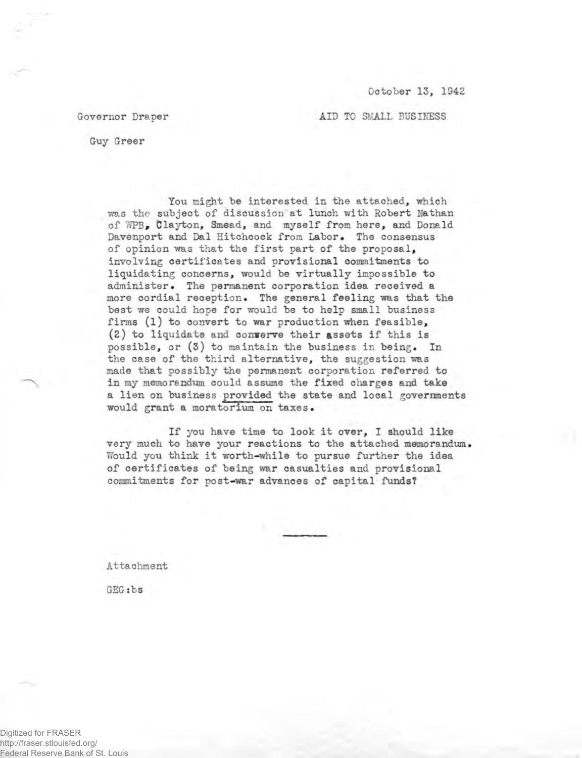October 13, 1942

Governor Draper

AID TO SMALL BUSINESS

Guy Greer

You might be interested in the attached, which was the subject of discussion at lunch with Robert Nathan of WPB, Clayton, Smead, and myself from here, and Donald Davenport and Dal Hitchcock from Labor. The consensus of opinion was that the first part of the proposal, involving certificates and provisional commitments to liquidating concerns, would be virtually impossible to administer. The permanent corporation idea received a more cordial reception. The general feeling was that the best we could hope for would be to help small business firms (1) to convert to war production when feasible, (2) to liquidate and conserve their assets if this is possible, or (3) to maintain the business in being. In the case of the third alternative, the suggestion was made that possibly the permanent corporation referred to in my memorandum could assume the fixed charges and take a lien on business provided the state and local governments would grant a moratorium on taxes.

If you have time to look it over, I should like very much to have your reactions to the attached memorandum. Would you think it worth-while to pursue further the idea of certificates of being war casualties and provisional commitments for post-war advances of capital funds?

Attachment

GEG:bs